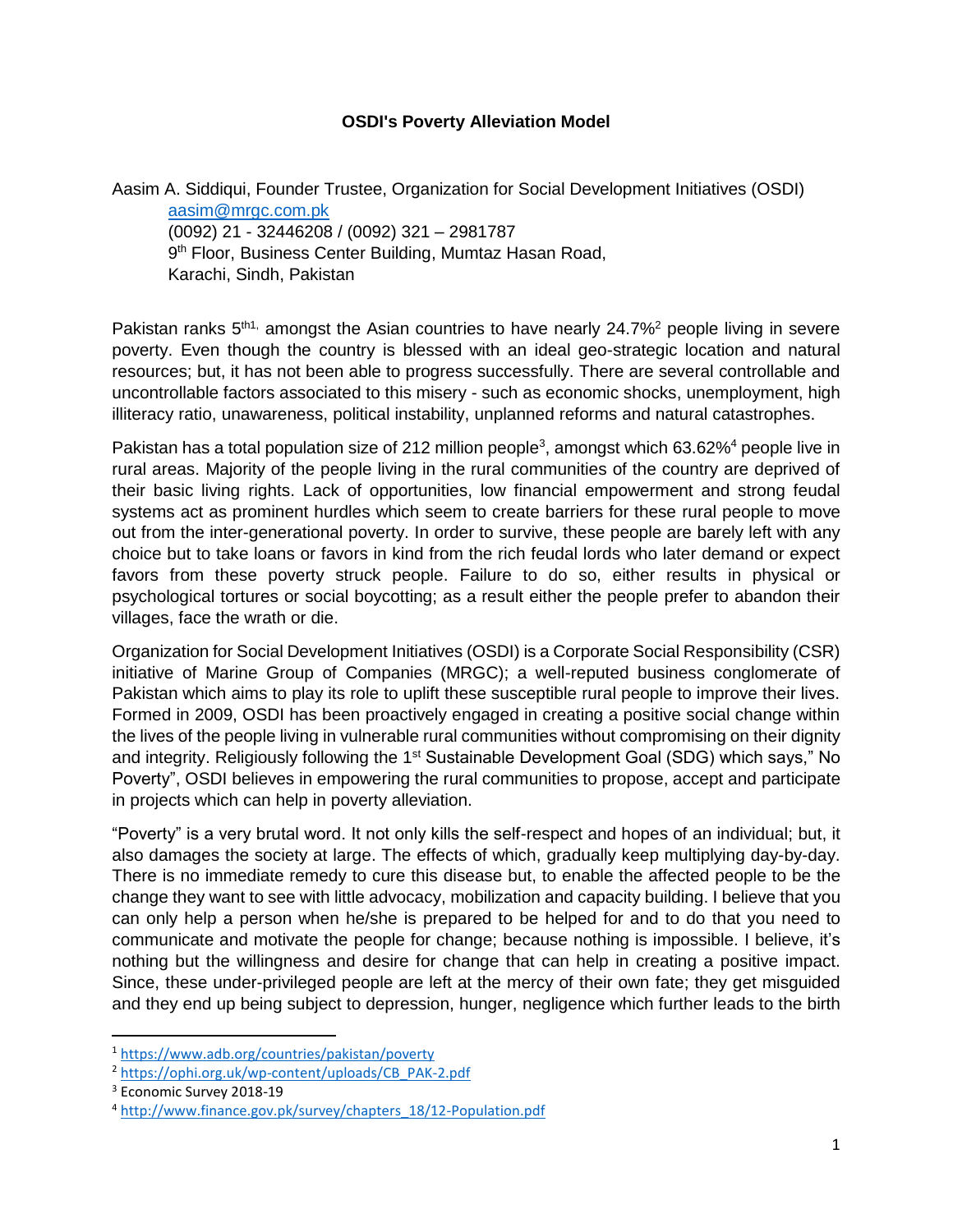# OSDI's Poverty Alleviation Model

Aasim A. Siddiqui, Founder Trustee, Organization for Social Development Initiatives (OSDI)
aasim@mrgc.com.pk
(0092) 21 - 32446208 / (0092) 321 – 2981787
9th Floor, Business Center Building, Mumtaz Hasan Road,
Karachi, Sindh, Pakistan

Pakistan ranks 5th[1], amongst the Asian countries to have nearly 24.7%[2] people living in severe poverty. Even though the country is blessed with an ideal geo-strategic location and natural resources; but, it has not been able to progress successfully. There are several controllable and uncontrollable factors associated to this misery - such as economic shocks, unemployment, high illiteracy ratio, unawareness, political instability, unplanned reforms and natural catastrophes.

Pakistan has a total population size of 212 million people[3], amongst which 63.62%[4] people live in rural areas. Majority of the people living in the rural communities of the country are deprived of their basic living rights. Lack of opportunities, low financial empowerment and strong feudal systems act as prominent hurdles which seem to create barriers for these rural people to move out from the inter-generational poverty. In order to survive, these people are barely left with any choice but to take loans or favors in kind from the rich feudal lords who later demand or expect favors from these poverty struck people. Failure to do so, either results in physical or psychological tortures or social boycotting; as a result either the people prefer to abandon their villages, face the wrath or die.

Organization for Social Development Initiatives (OSDI) is a Corporate Social Responsibility (CSR) initiative of Marine Group of Companies (MRGC); a well-reputed business conglomerate of Pakistan which aims to play its role to uplift these susceptible rural people to improve their lives. Formed in 2009, OSDI has been proactively engaged in creating a positive social change within the lives of the people living in vulnerable rural communities without compromising on their dignity and integrity. Religiously following the 1st Sustainable Development Goal (SDG) which says," No Poverty", OSDI believes in empowering the rural communities to propose, accept and participate in projects which can help in poverty alleviation.

"Poverty" is a very brutal word. It not only kills the self-respect and hopes of an individual; but, it also damages the society at large. The effects of which, gradually keep multiplying day-by-day. There is no immediate remedy to cure this disease but, to enable the affected people to be the change they want to see with little advocacy, mobilization and capacity building. I believe that you can only help a person when he/she is prepared to be helped for and to do that you need to communicate and motivate the people for change; because nothing is impossible. I believe, it's nothing but the willingness and desire for change that can help in creating a positive impact. Since, these under-privileged people are left at the mercy of their own fate; they get misguided and they end up being subject to depression, hunger, negligence which further leads to the birth

---

[1] https://www.adb.org/countries/pakistan/poverty
[2] https://ophi.org.uk/wp-content/uploads/CB_PAK-2.pdf
[3] Economic Survey 2018-19
[4] http://www.finance.gov.pk/survey/chapters_18/12-Population.pdf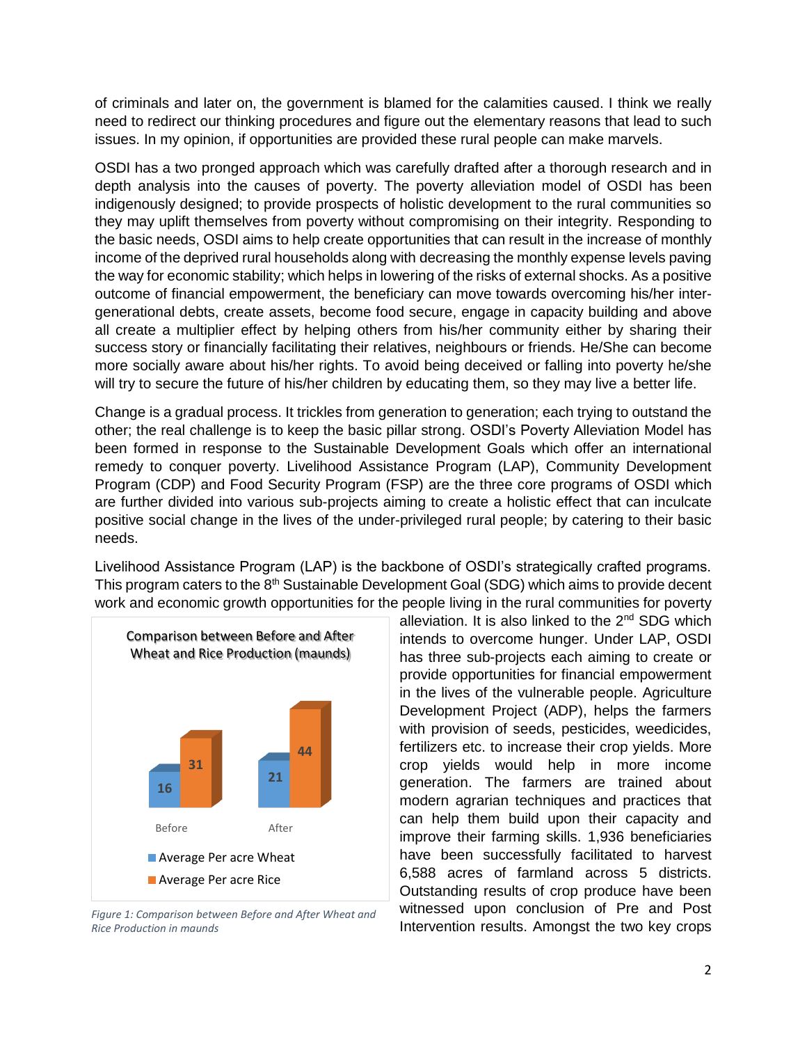of criminals and later on, the government is blamed for the calamities caused. I think we really need to redirect our thinking procedures and figure out the elementary reasons that lead to such issues. In my opinion, if opportunities are provided these rural people can make marvels.

OSDI has a two pronged approach which was carefully drafted after a thorough research and in depth analysis into the causes of poverty. The poverty alleviation model of OSDI has been indigenously designed; to provide prospects of holistic development to the rural communities so they may uplift themselves from poverty without compromising on their integrity. Responding to the basic needs, OSDI aims to help create opportunities that can result in the increase of monthly income of the deprived rural households along with decreasing the monthly expense levels paving the way for economic stability; which helps in lowering of the risks of external shocks. As a positive outcome of financial empowerment, the beneficiary can move towards overcoming his/her inter-generational debts, create assets, become food secure, engage in capacity building and above all create a multiplier effect by helping others from his/her community either by sharing their success story or financially facilitating their relatives, neighbours or friends. He/She can become more socially aware about his/her rights. To avoid being deceived or falling into poverty he/she will try to secure the future of his/her children by educating them, so they may live a better life.

Change is a gradual process. It trickles from generation to generation; each trying to outstand the other; the real challenge is to keep the basic pillar strong. OSDI's Poverty Alleviation Model has been formed in response to the Sustainable Development Goals which offer an international remedy to conquer poverty. Livelihood Assistance Program (LAP), Community Development Program (CDP) and Food Security Program (FSP) are the three core programs of OSDI which are further divided into various sub-projects aiming to create a holistic effect that can inculcate positive social change in the lives of the under-privileged rural people; by catering to their basic needs.

Livelihood Assistance Program (LAP) is the backbone of OSDI's strategically crafted programs. This program caters to the 8th Sustainable Development Goal (SDG) which aims to provide decent work and economic growth opportunities for the people living in the rural communities for poverty alleviation. It is also linked to the 2nd SDG which intends to overcome hunger. Under LAP, OSDI has three sub-projects each aiming to create or provide opportunities for financial empowerment in the lives of the vulnerable people. Agriculture Development Project (ADP), helps the farmers with provision of seeds, pesticides, weedicides, fertilizers etc. to increase their crop yields. More crop yields would help in more income generation. The farmers are trained about modern agrarian techniques and practices that can help them build upon their capacity and improve their farming skills. 1,936 beneficiaries have been successfully facilitated to harvest 6,588 acres of farmland across 5 districts. Outstanding results of crop produce have been witnessed upon conclusion of Pre and Post Intervention results. Amongst the two key crops

Comparison between Before and After Wheat and Rice Production (maunds)

16
31
21
44
Before
After
Average Per acre Wheat
Average Per acre Rice

*Figure 1: Comparison between Before and After Wheat and Rice Production in maunds*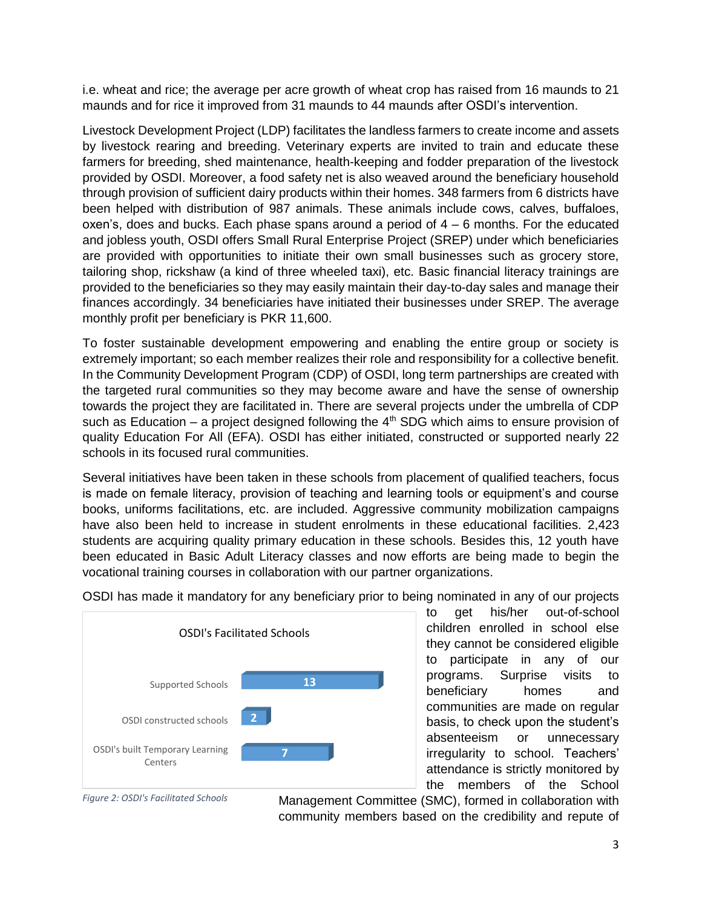i.e. wheat and rice; the average per acre growth of wheat crop has raised from 16 maunds to 21 maunds and for rice it improved from 31 maunds to 44 maunds after OSDI's intervention.

Livestock Development Project (LDP) facilitates the landless farmers to create income and assets by livestock rearing and breeding. Veterinary experts are invited to train and educate these farmers for breeding, shed maintenance, health-keeping and fodder preparation of the livestock provided by OSDI. Moreover, a food safety net is also weaved around the beneficiary household through provision of sufficient dairy products within their homes. 348 farmers from 6 districts have been helped with distribution of 987 animals. These animals include cows, calves, buffaloes, oxen's, does and bucks. Each phase spans around a period of 4 – 6 months. For the educated and jobless youth, OSDI offers Small Rural Enterprise Project (SREP) under which beneficiaries are provided with opportunities to initiate their own small businesses such as grocery store, tailoring shop, rickshaw (a kind of three wheeled taxi), etc. Basic financial literacy trainings are provided to the beneficiaries so they may easily maintain their day-to-day sales and manage their finances accordingly. 34 beneficiaries have initiated their businesses under SREP. The average monthly profit per beneficiary is PKR 11,600.

To foster sustainable development empowering and enabling the entire group or society is extremely important; so each member realizes their role and responsibility for a collective benefit. In the Community Development Program (CDP) of OSDI, long term partnerships are created with the targeted rural communities so they may become aware and have the sense of ownership towards the project they are facilitated in. There are several projects under the umbrella of CDP such as Education – a project designed following the 4th SDG which aims to ensure provision of quality Education For All (EFA). OSDI has either initiated, constructed or supported nearly 22 schools in its focused rural communities.

Several initiatives have been taken in these schools from placement of qualified teachers, focus is made on female literacy, provision of teaching and learning tools or equipment's and course books, uniforms facilitations, etc. are included. Aggressive community mobilization campaigns have also been held to increase in student enrolments in these educational facilities. 2,423 students are acquiring quality primary education in these schools. Besides this, 12 youth have been educated in Basic Adult Literacy classes and now efforts are being made to begin the vocational training courses in collaboration with our partner organizations.

OSDI has made it mandatory for any beneficiary prior to being nominated in any of our projects to get his/her out-of-school children enrolled in school else they cannot be considered eligible to participate in any of our programs. Surprise visits to beneficiary homes and communities are made on regular basis, to check upon the student's absenteeism or unnecessary irregularity to school. Teachers' attendance is strictly monitored by the members of the School Management Committee (SMC), formed in collaboration with community members based on the credibility and repute of

OSDI's Facilitated Schools

Supported Schools 13

OSDI constructed schools 2

OSDI's built Temporary Learning Centers 7

*Figure 2: OSDI's Facilitated Schools*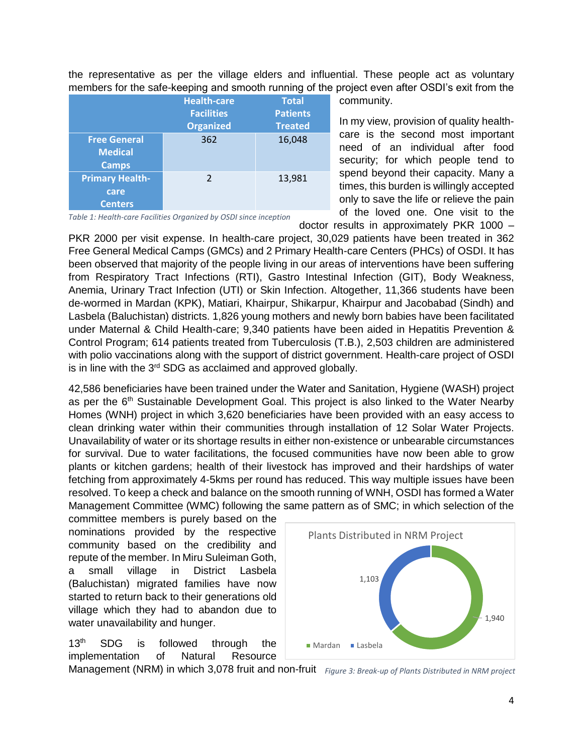the representative as per the village elders and influential. These people act as voluntary members for the safe-keeping and smooth running of the project even after OSDI's exit from the community.

| | Health-care Facilities Organized | Total Patients Treated |
|---|---|---|
| Free General Medical Camps | 362 | 16,048 |
| Primary Health-care Centers | 2 | 13,981 |

*Table 1: Health-care Facilities Organized by OSDI since inception*

In my view, provision of quality health-care is the second most important need of an individual after food security; for which people tend to spend beyond their capacity. Many a times, this burden is willingly accepted only to save the life or relieve the pain of the loved one. One visit to the doctor results in approximately PKR 1000 – PKR 2000 per visit expense. In health-care project, 30,029 patients have been treated in 362 Free General Medical Camps (GMCs) and 2 Primary Health-care Centers (PHCs) of OSDI. It has been observed that majority of the people living in our areas of interventions have been suffering from Respiratory Tract Infections (RTI), Gastro Intestinal Infection (GIT), Body Weakness, Anemia, Urinary Tract Infection (UTI) or Skin Infection. Altogether, 11,366 students have been de-wormed in Mardan (KPK), Matiari, Khairpur, Shikarpur, Khairpur and Jacobabad (Sindh) and Lasbela (Baluchistan) districts. 1,826 young mothers and newly born babies have been facilitated under Maternal & Child Health-care; 9,340 patients have been aided in Hepatitis Prevention & Control Program; 614 patients treated from Tuberculosis (T.B.), 2,503 children are administered with polio vaccinations along with the support of district government. Health-care project of OSDI is in line with the 3rd SDG as acclaimed and approved globally.

42,586 beneficiaries have been trained under the Water and Sanitation, Hygiene (WASH) project as per the 6th Sustainable Development Goal. This project is also linked to the Water Nearby Homes (WNH) project in which 3,620 beneficiaries have been provided with an easy access to clean drinking water within their communities through installation of 12 Solar Water Projects. Unavailability of water or its shortage results in either non-existence or unbearable circumstances for survival. Due to water facilitations, the focused communities have now been able to grow plants or kitchen gardens; health of their livestock has improved and their hardships of water fetching from approximately 4-5kms per round has reduced. This way multiple issues have been resolved. To keep a check and balance on the smooth running of WNH, OSDI has formed a Water Management Committee (WMC) following the same pattern as of SMC; in which selection of the committee members is purely based on the nominations provided by the respective community based on the credibility and repute of the member. In Miru Suleiman Goth, a small village in District Lasbela (Baluchistan) migrated families have now started to return back to their generations old village which they had to abandon due to water unavailability and hunger.

Plants Distributed in NRM Project

1,103

1,940

Mardan Lasbela

*Figure 3: Break-up of Plants Distributed in NRM project*

13th SDG is followed through the implementation of Natural Resource Management (NRM) in which 3,078 fruit and non-fruit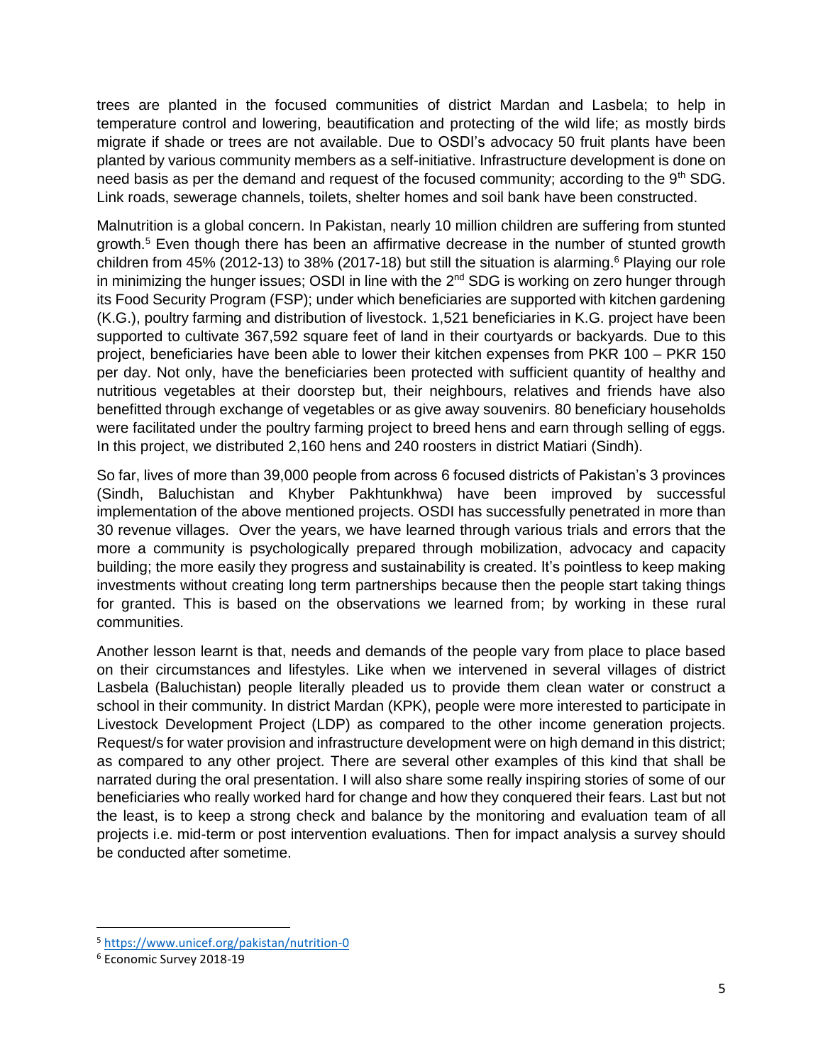trees are planted in the focused communities of district Mardan and Lasbela; to help in temperature control and lowering, beautification and protecting of the wild life; as mostly birds migrate if shade or trees are not available. Due to OSDI's advocacy 50 fruit plants have been planted by various community members as a self-initiative. Infrastructure development is done on need basis as per the demand and request of the focused community; according to the 9th SDG. Link roads, sewerage channels, toilets, shelter homes and soil bank have been constructed.

Malnutrition is a global concern. In Pakistan, nearly 10 million children are suffering from stunted growth.[5] Even though there has been an affirmative decrease in the number of stunted growth children from 45% (2012-13) to 38% (2017-18) but still the situation is alarming.[6] Playing our role in minimizing the hunger issues; OSDI in line with the 2nd SDG is working on zero hunger through its Food Security Program (FSP); under which beneficiaries are supported with kitchen gardening (K.G.), poultry farming and distribution of livestock. 1,521 beneficiaries in K.G. project have been supported to cultivate 367,592 square feet of land in their courtyards or backyards. Due to this project, beneficiaries have been able to lower their kitchen expenses from PKR 100 – PKR 150 per day. Not only, have the beneficiaries been protected with sufficient quantity of healthy and nutritious vegetables at their doorstep but, their neighbours, relatives and friends have also benefitted through exchange of vegetables or as give away souvenirs. 80 beneficiary households were facilitated under the poultry farming project to breed hens and earn through selling of eggs. In this project, we distributed 2,160 hens and 240 roosters in district Matiari (Sindh).

So far, lives of more than 39,000 people from across 6 focused districts of Pakistan's 3 provinces (Sindh, Baluchistan and Khyber Pakhtunkhwa) have been improved by successful implementation of the above mentioned projects. OSDI has successfully penetrated in more than 30 revenue villages. Over the years, we have learned through various trials and errors that the more a community is psychologically prepared through mobilization, advocacy and capacity building; the more easily they progress and sustainability is created. It's pointless to keep making investments without creating long term partnerships because then the people start taking things for granted. This is based on the observations we learned from; by working in these rural communities.

Another lesson learnt is that, needs and demands of the people vary from place to place based on their circumstances and lifestyles. Like when we intervened in several villages of district Lasbela (Baluchistan) people literally pleaded us to provide them clean water or construct a school in their community. In district Mardan (KPK), people were more interested to participate in Livestock Development Project (LDP) as compared to the other income generation projects. Request/s for water provision and infrastructure development were on high demand in this district; as compared to any other project. There are several other examples of this kind that shall be narrated during the oral presentation. I will also share some really inspiring stories of some of our beneficiaries who really worked hard for change and how they conquered their fears. Last but not the least, is to keep a strong check and balance by the monitoring and evaluation team of all projects i.e. mid-term or post intervention evaluations. Then for impact analysis a survey should be conducted after sometime.

---

[5] https://www.unicef.org/pakistan/nutrition-0

[6] Economic Survey 2018-19